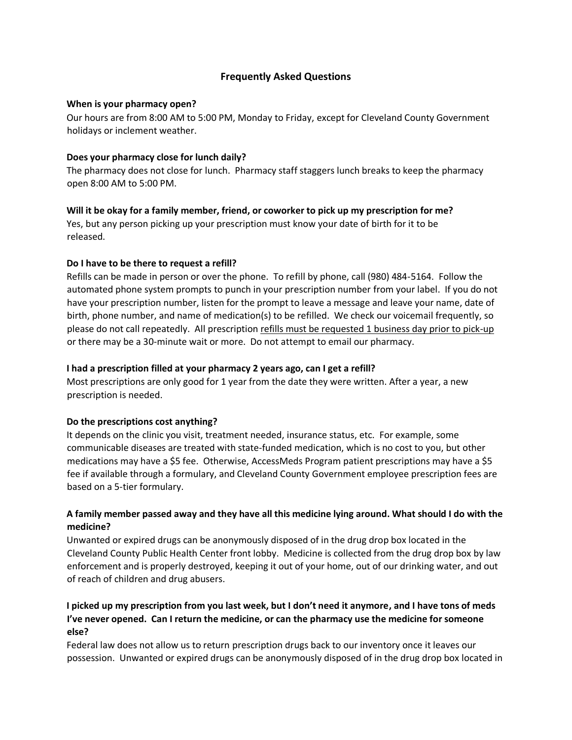# Frequently Asked Questions

**When is your pharmacy open?**

Our hours are from 8:00 AM to 5:00 PM, Monday to Friday, except for Cleveland County Government holidays or inclement weather.

**Does your pharmacy close for lunch daily?**

The pharmacy does not close for lunch. Pharmacy staff staggers lunch breaks to keep the pharmacy open 8:00 AM to 5:00 PM.

**Will it be okay for a family member, friend, or coworker to pick up my prescription for me?**

Yes, but any person picking up your prescription must know your date of birth for it to be released.

**Do I have to be there to request a refill?**

Refills can be made in person or over the phone. To refill by phone, call (980) 484-5164. Follow the automated phone system prompts to punch in your prescription number from your label. If you do not have your prescription number, listen for the prompt to leave a message and leave your name, date of birth, phone number, and name of medication(s) to be refilled. We check our voicemail frequently, so please do not call repeatedly. All prescription <u>refills must be requested 1 business day prior to pick-up</u> or there may be a 30-minute wait or more. Do not attempt to email our pharmacy.

**I had a prescription filled at your pharmacy 2 years ago, can I get a refill?**

Most prescriptions are only good for 1 year from the date they were written. After a year, a new prescription is needed.

**Do the prescriptions cost anything?**

It depends on the clinic you visit, treatment needed, insurance status, etc. For example, some communicable diseases are treated with state-funded medication, which is no cost to you, but other medications may have a $5 fee. Otherwise, AccessMeds Program patient prescriptions may have a $5 fee if available through a formulary, and Cleveland County Government employee prescription fees are based on a 5-tier formulary.

**A family member passed away and they have all this medicine lying around. What should I do with the medicine?**

Unwanted or expired drugs can be anonymously disposed of in the drug drop box located in the Cleveland County Public Health Center front lobby. Medicine is collected from the drug drop box by law enforcement and is properly destroyed, keeping it out of your home, out of our drinking water, and out of reach of children and drug abusers.

**I picked up my prescription from you last week, but I don't need it anymore, and I have tons of meds I've never opened. Can I return the medicine, or can the pharmacy use the medicine for someone else?**

Federal law does not allow us to return prescription drugs back to our inventory once it leaves our possession. Unwanted or expired drugs can be anonymously disposed of in the drug drop box located in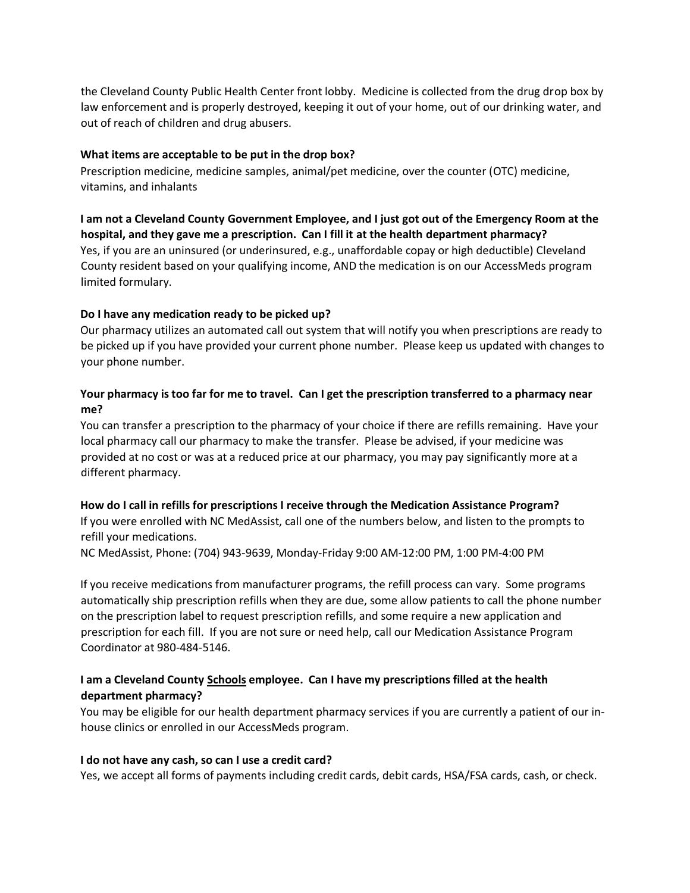the Cleveland County Public Health Center front lobby. Medicine is collected from the drug drop box by law enforcement and is properly destroyed, keeping it out of your home, out of our drinking water, and out of reach of children and drug abusers.

**What items are acceptable to be put in the drop box?**

Prescription medicine, medicine samples, animal/pet medicine, over the counter (OTC) medicine, vitamins, and inhalants

**I am not a Cleveland County Government Employee, and I just got out of the Emergency Room at the hospital, and they gave me a prescription. Can I fill it at the health department pharmacy?**

Yes, if you are an uninsured (or underinsured, e.g., unaffordable copay or high deductible) Cleveland County resident based on your qualifying income, AND the medication is on our AccessMeds program limited formulary.

**Do I have any medication ready to be picked up?**

Our pharmacy utilizes an automated call out system that will notify you when prescriptions are ready to be picked up if you have provided your current phone number. Please keep us updated with changes to your phone number.

**Your pharmacy is too far for me to travel. Can I get the prescription transferred to a pharmacy near me?**

You can transfer a prescription to the pharmacy of your choice if there are refills remaining. Have your local pharmacy call our pharmacy to make the transfer. Please be advised, if your medicine was provided at no cost or was at a reduced price at our pharmacy, you may pay significantly more at a different pharmacy.

**How do I call in refills for prescriptions I receive through the Medication Assistance Program?**

If you were enrolled with NC MedAssist, call one of the numbers below, and listen to the prompts to refill your medications.

NC MedAssist, Phone: (704) 943-9639, Monday-Friday 9:00 AM-12:00 PM, 1:00 PM-4:00 PM

If you receive medications from manufacturer programs, the refill process can vary. Some programs automatically ship prescription refills when they are due, some allow patients to call the phone number on the prescription label to request prescription refills, and some require a new application and prescription for each fill. If you are not sure or need help, call our Medication Assistance Program Coordinator at 980-484-5146.

**I am a Cleveland County <u>Schools</u> employee. Can I have my prescriptions filled at the health department pharmacy?**

You may be eligible for our health department pharmacy services if you are currently a patient of our in-house clinics or enrolled in our AccessMeds program.

**I do not have any cash, so can I use a credit card?**

Yes, we accept all forms of payments including credit cards, debit cards, HSA/FSA cards, cash, or check.